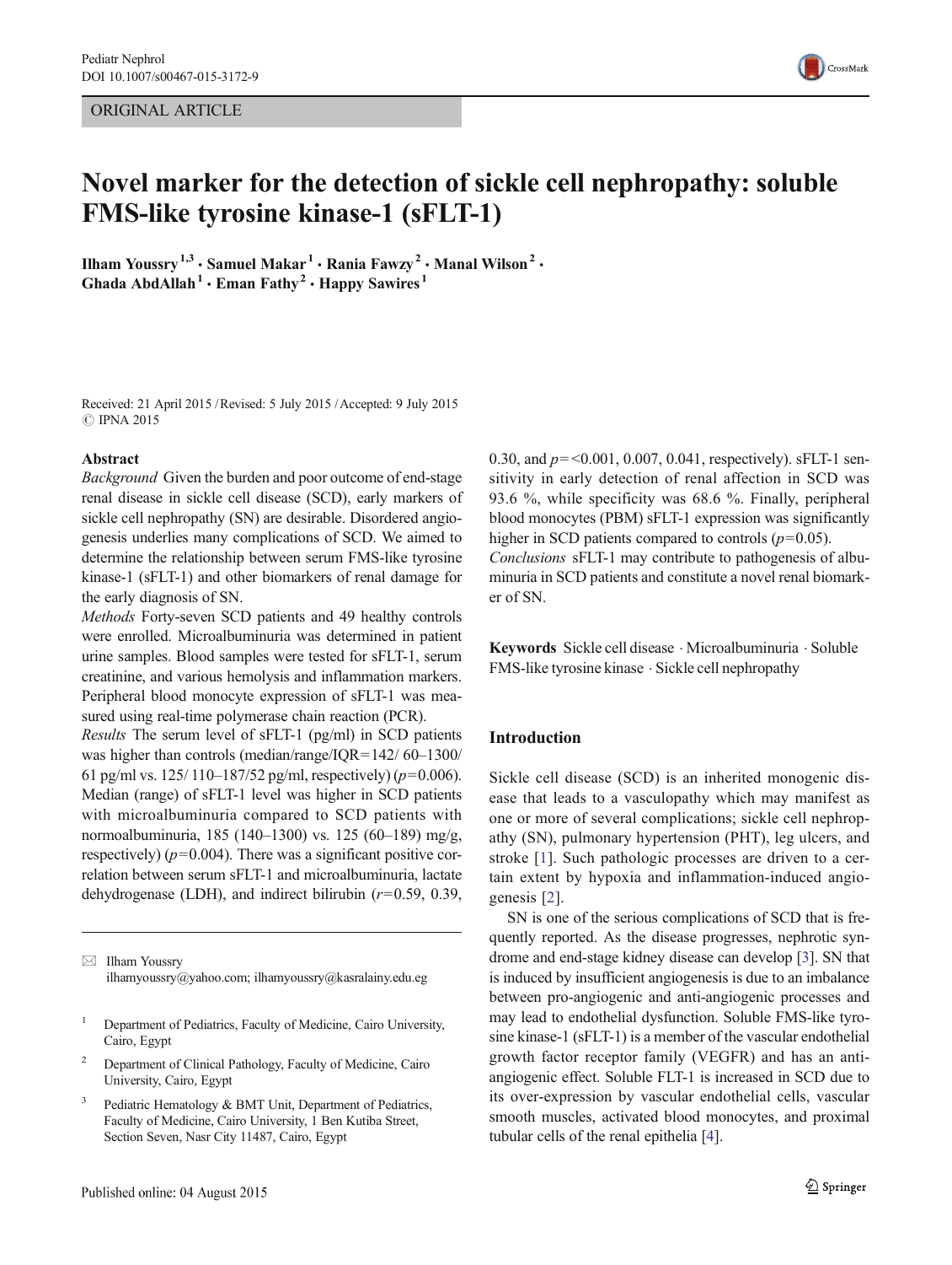ORIGINAL ARTICLE

# Novel marker for the detection of sickle cell nephropathy: soluble FMS-like tyrosine kinase-1 (sFLT-1)

Ilham Youssry [1,3] · Samuel Makar [1] · Rania Fawzy [2] · Manal Wilson [2] · Ghada AbdAllah [1] · Eman Fathy [2] · Happy Sawires [1]

Received: 21 April 2015 / Revised: 5 July 2015 / Accepted: 9 July 2015
© IPNA 2015

## Abstract

*Background* Given the burden and poor outcome of end-stage renal disease in sickle cell disease (SCD), early markers of sickle cell nephropathy (SN) are desirable. Disordered angiogenesis underlies many complications of SCD. We aimed to determine the relationship between serum FMS-like tyrosine kinase-1 (sFLT-1) and other biomarkers of renal damage for the early diagnosis of SN.

*Methods* Forty-seven SCD patients and 49 healthy controls were enrolled. Microalbuminuria was determined in patient urine samples. Blood samples were tested for sFLT-1, serum creatinine, and various hemolysis and inflammation markers. Peripheral blood monocyte expression of sFLT-1 was measured using real-time polymerase chain reaction (PCR).

*Results* The serum level of sFLT-1 (pg/ml) in SCD patients was higher than controls (median/range/IQR = 142/ 60–1300/ 61 pg/ml vs. 125/ 110–187/52 pg/ml, respectively) ($p$ = 0.006). Median (range) of sFLT-1 level was higher in SCD patients with microalbuminuria compared to SCD patients with normoalbuminuria, 185 (140–1300) vs. 125 (60–189) mg/g, respectively) ($p$ = 0.004). There was a significant positive correlation between serum sFLT-1 and microalbuminuria, lactate dehydrogenase (LDH), and indirect bilirubin ($r$ = 0.59, 0.39, 0.30, and $p$ = <0.001, 0.007, 0.041, respectively). sFLT-1 sensitivity in early detection of renal affection in SCD was 93.6 %, while specificity was 68.6 %. Finally, peripheral blood monocytes (PBM) sFLT-1 expression was significantly higher in SCD patients compared to controls ($p$ = 0.05).

*Conclusions* sFLT-1 may contribute to pathogenesis of albuminuria in SCD patients and constitute a novel renal biomarker of SN.

**Keywords** Sickle cell disease · Microalbuminuria · Soluble FMS-like tyrosine kinase · Sickle cell nephropathy

✉ Ilham Youssry
ilhamyoussry@yahoo.com; ilhamyoussry@kasralainy.edu.eg

[1] Department of Pediatrics, Faculty of Medicine, Cairo University, Cairo, Egypt

[2] Department of Clinical Pathology, Faculty of Medicine, Cairo University, Cairo, Egypt

[3] Pediatric Hematology & BMT Unit, Department of Pediatrics, Faculty of Medicine, Cairo University, 1 Ben Kutiba Street, Section Seven, Nasr City 11487, Cairo, Egypt

## Introduction

Sickle cell disease (SCD) is an inherited monogenic disease that leads to a vasculopathy which may manifest as one or more of several complications; sickle cell nephropathy (SN), pulmonary hypertension (PHT), leg ulcers, and stroke [1]. Such pathologic processes are driven to a certain extent by hypoxia and inflammation-induced angiogenesis [2].

SN is one of the serious complications of SCD that is frequently reported. As the disease progresses, nephrotic syndrome and end-stage kidney disease can develop [3]. SN that is induced by insufficient angiogenesis is due to an imbalance between pro-angiogenic and anti-angiogenic processes and may lead to endothelial dysfunction. Soluble FMS-like tyrosine kinase-1 (sFLT-1) is a member of the vascular endothelial growth factor receptor family (VEGFR) and has an anti-angiogenic effect. Soluble FLT-1 is increased in SCD due to its over-expression by vascular endothelial cells, vascular smooth muscles, activated blood monocytes, and proximal tubular cells of the renal epithelia [4].

Published online: 04 August 2015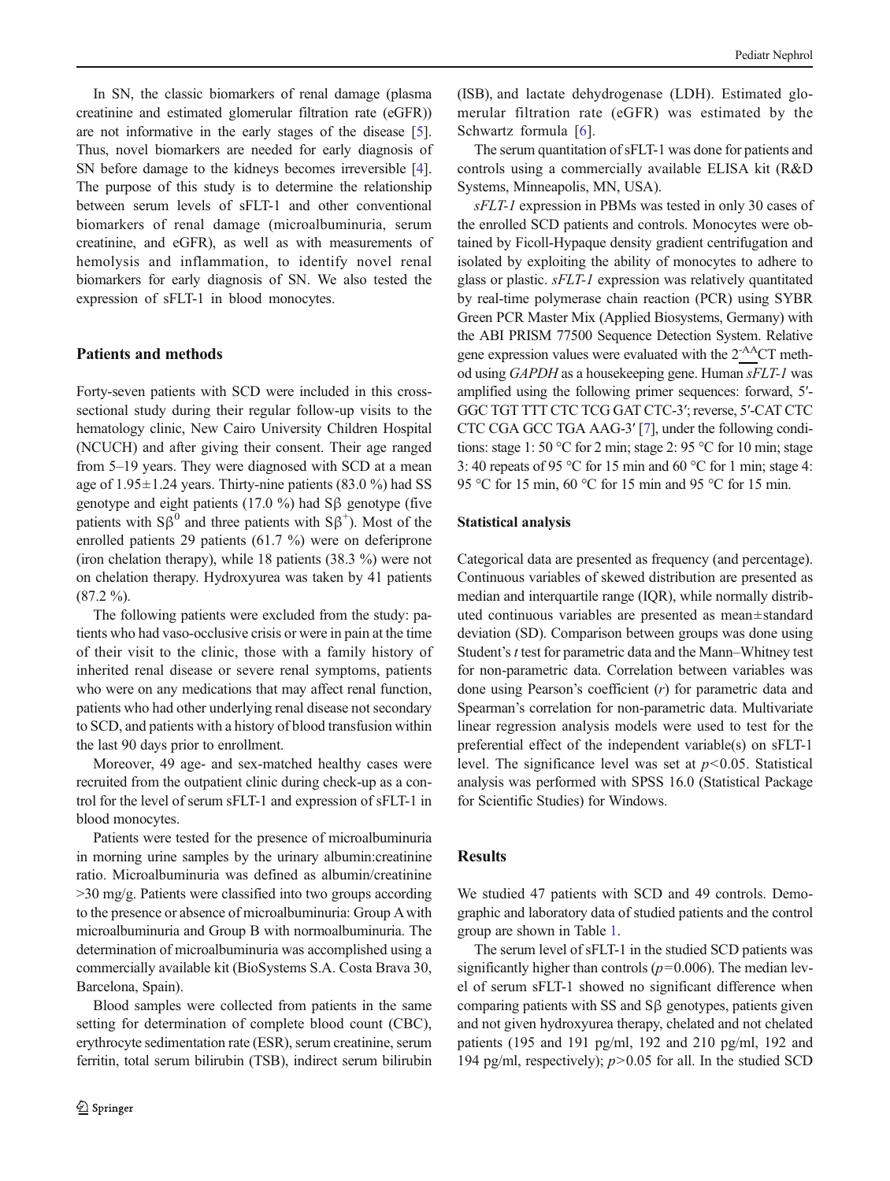In SN, the classic biomarkers of renal damage (plasma creatinine and estimated glomerular filtration rate (eGFR)) are not informative in the early stages of the disease [5]. Thus, novel biomarkers are needed for early diagnosis of SN before damage to the kidneys becomes irreversible [4]. The purpose of this study is to determine the relationship between serum levels of sFLT-1 and other conventional biomarkers of renal damage (microalbuminuria, serum creatinine, and eGFR), as well as with measurements of hemolysis and inflammation, to identify novel renal biomarkers for early diagnosis of SN. We also tested the expression of sFLT-1 in blood monocytes.

## Patients and methods

Forty-seven patients with SCD were included in this cross-sectional study during their regular follow-up visits to the hematology clinic, New Cairo University Children Hospital (NCUCH) and after giving their consent. Their age ranged from 5–19 years. They were diagnosed with SCD at a mean age of 1.95±1.24 years. Thirty-nine patients (83.0 %) had SS genotype and eight patients (17.0 %) had Sβ genotype (five patients with $S\beta^0$ and three patients with $S\beta^+$). Most of the enrolled patients 29 patients (61.7 %) were on deferiprone (iron chelation therapy), while 18 patients (38.3 %) were not on chelation therapy. Hydroxyurea was taken by 41 patients (87.2 %).

The following patients were excluded from the study: patients who had vaso-occlusive crisis or were in pain at the time of their visit to the clinic, those with a family history of inherited renal disease or severe renal symptoms, patients who were on any medications that may affect renal function, patients who had other underlying renal disease not secondary to SCD, and patients with a history of blood transfusion within the last 90 days prior to enrollment.

Moreover, 49 age- and sex-matched healthy cases were recruited from the outpatient clinic during check-up as a control for the level of serum sFLT-1 and expression of sFLT-1 in blood monocytes.

Patients were tested for the presence of microalbuminuria in morning urine samples by the urinary albumin:creatinine ratio. Microalbuminuria was defined as albumin/creatinine >30 mg/g. Patients were classified into two groups according to the presence or absence of microalbuminuria: Group A with microalbuminuria and Group B with normoalbuminuria. The determination of microalbuminuria was accomplished using a commercially available kit (BioSystems S.A. Costa Brava 30, Barcelona, Spain).

Blood samples were collected from patients in the same setting for determination of complete blood count (CBC), erythrocyte sedimentation rate (ESR), serum creatinine, serum ferritin, total serum bilirubin (TSB), indirect serum bilirubin (ISB), and lactate dehydrogenase (LDH). Estimated glomerular filtration rate (eGFR) was estimated by the Schwartz formula [6].

The serum quantitation of sFLT-1 was done for patients and controls using a commercially available ELISA kit (R&D Systems, Minneapolis, MN, USA).

*sFLT-1* expression in PBMs was tested in only 30 cases of the enrolled SCD patients and controls. Monocytes were obtained by Ficoll-Hypaque density gradient centrifugation and isolated by exploiting the ability of monocytes to adhere to glass or plastic. *sFLT-1* expression was relatively quantitated by real-time polymerase chain reaction (PCR) using SYBR Green PCR Master Mix (Applied Biosystems, Germany) with the ABI PRISM 77500 Sequence Detection System. Relative gene expression values were evaluated with the $2^{-\Delta\Delta}$CT method using *GAPDH* as a housekeeping gene. Human *sFLT-1* was amplified using the following primer sequences: forward, 5′-GGC TGT TTT CTC TCG GAT CTC-3′; reverse, 5′-CAT CTC CTC CGA GCC TGA AAG-3′ [7], under the following conditions: stage 1: 50 °C for 2 min; stage 2: 95 °C for 10 min; stage 3: 40 repeats of 95 °C for 15 min and 60 °C for 1 min; stage 4: 95 °C for 15 min, 60 °C for 15 min and 95 °C for 15 min.

### Statistical analysis

Categorical data are presented as frequency (and percentage). Continuous variables of skewed distribution are presented as median and interquartile range (IQR), while normally distributed continuous variables are presented as mean±standard deviation (SD). Comparison between groups was done using Student's *t* test for parametric data and the Mann–Whitney test for non-parametric data. Correlation between variables was done using Pearson's coefficient ($r$) for parametric data and Spearman's correlation for non-parametric data. Multivariate linear regression analysis models were used to test for the preferential effect of the independent variable(s) on sFLT-1 level. The significance level was set at $p<0.05$. Statistical analysis was performed with SPSS 16.0 (Statistical Package for Scientific Studies) for Windows.

## Results

We studied 47 patients with SCD and 49 controls. Demographic and laboratory data of studied patients and the control group are shown in Table 1.

The serum level of sFLT-1 in the studied SCD patients was significantly higher than controls ($p=0.006$). The median level of serum sFLT-1 showed no significant difference when comparing patients with SS and Sβ genotypes, patients given and not given hydroxyurea therapy, chelated and not chelated patients (195 and 191 pg/ml, 192 and 210 pg/ml, 192 and 194 pg/ml, respectively); $p>0.05$ for all. In the studied SCD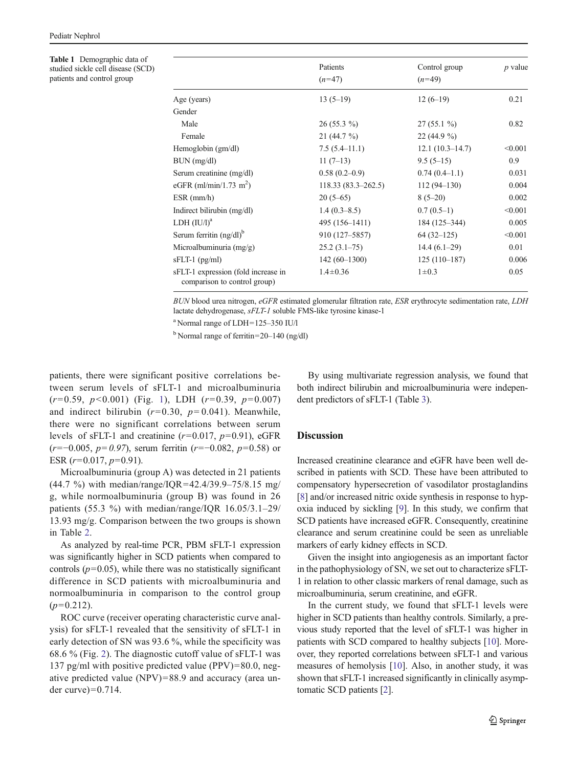**Table 1** Demographic data of studied sickle cell disease (SCD) patients and control group

| | Patients ($n$=47) | Control group ($n$=49) | $p$ value |
|---|---|---|---|
| Age (years) | 13 (5–19) | 12 (6–19) | 0.21 |
| Gender | | | |
| Male | 26 (55.3 %) | 27 (55.1 %) | 0.82 |
| Female | 21 (44.7 %) | 22 (44.9 %) | |
| Hemoglobin (gm/dl) | 7.5 (5.4–11.1) | 12.1 (10.3–14.7) | <0.001 |
| BUN (mg/dl) | 11 (7–13) | 9.5 (5–15) | 0.9 |
| Serum creatinine (mg/dl) | 0.58 (0.2–0.9) | 0.74 (0.4–1.1) | 0.031 |
| eGFR (ml/min/1.73 m$^2$) | 118.33 (83.3–262.5) | 112 (94–130) | 0.004 |
| ESR (mm/h) | 20 (5–65) | 8 (5–20) | 0.002 |
| Indirect bilirubin (mg/dl) | 1.4 (0.3–8.5) | 0.7 (0.5–1) | <0.001 |
| LDH (IU/l)[a] | 495 (156–1411) | 184 (125–344) | 0.005 |
| Serum ferritin (ng/dl)[b] | 910 (127–5857) | 64 (32–125) | <0.001 |
| Microalbuminuria (mg/g) | 25.2 (3.1–75) | 14.4 (6.1–29) | 0.01 |
| sFLT-1 (pg/ml) | 142 (60–1300) | 125 (110–187) | 0.006 |
| sFLT-1 expression (fold increase in comparison to control group) | 1.4±0.36 | 1±0.3 | 0.05 |

*BUN* blood urea nitrogen, *eGFR* estimated glomerular filtration rate, *ESR* erythrocyte sedimentation rate, *LDH* lactate dehydrogenase, *sFLT-1* soluble FMS-like tyrosine kinase-1

[a] Normal range of LDH=125–350 IU/l

[b] Normal range of ferritin=20–140 (ng/dl)

patients, there were significant positive correlations between serum levels of sFLT-1 and microalbuminuria ($r$=0.59, $p$<0.001) (Fig. 1), LDH ($r$=0.39, $p$=0.007) and indirect bilirubin ($r$=0.30, $p$=0.041). Meanwhile, there were no significant correlations between serum levels of sFLT-1 and creatinine ($r$=0.017, $p$=0.91), eGFR ($r$=−0.005, $p$=0.97), serum ferritin ($r$=−0.082, $p$=0.58) or ESR ($r$=0.017, $p$=0.91).

Microalbuminuria (group A) was detected in 21 patients (44.7 %) with median/range/IQR=42.4/39.9–75/8.15 mg/g, while normoalbuminuria (group B) was found in 26 patients (55.3 %) with median/range/IQR 16.05/3.1–29/13.93 mg/g. Comparison between the two groups is shown in Table 2.

As analyzed by real-time PCR, PBM sFLT-1 expression was significantly higher in SCD patients when compared to controls ($p$=0.05), while there was no statistically significant difference in SCD patients with microalbuminuria and normoalbuminuria in comparison to the control group ($p$=0.212).

ROC curve (receiver operating characteristic curve analysis) for sFLT-1 revealed that the sensitivity of sFLT-1 in early detection of SN was 93.6 %, while the specificity was 68.6 % (Fig. 2). The diagnostic cutoff value of sFLT-1 was 137 pg/ml with positive predicted value (PPV)=80.0, negative predicted value (NPV)=88.9 and accuracy (area under curve)=0.714.

By using multivariate regression analysis, we found that both indirect bilirubin and microalbuminuria were independent predictors of sFLT-1 (Table 3).

## Discussion

Increased creatinine clearance and eGFR have been well described in patients with SCD. These have been attributed to compensatory hypersecretion of vasodilator prostaglandins [8] and/or increased nitric oxide synthesis in response to hypoxia induced by sickling [9]. In this study, we confirm that SCD patients have increased eGFR. Consequently, creatinine clearance and serum creatinine could be seen as unreliable markers of early kidney effects in SCD.

Given the insight into angiogenesis as an important factor in the pathophysiology of SN, we set out to characterize sFLT-1 in relation to other classic markers of renal damage, such as microalbuminuria, serum creatinine, and eGFR.

In the current study, we found that sFLT-1 levels were higher in SCD patients than healthy controls. Similarly, a previous study reported that the level of sFLT-1 was higher in patients with SCD compared to healthy subjects [10]. Moreover, they reported correlations between sFLT-1 and various measures of hemolysis [10]. Also, in another study, it was shown that sFLT-1 increased significantly in clinically asymptomatic SCD patients [2].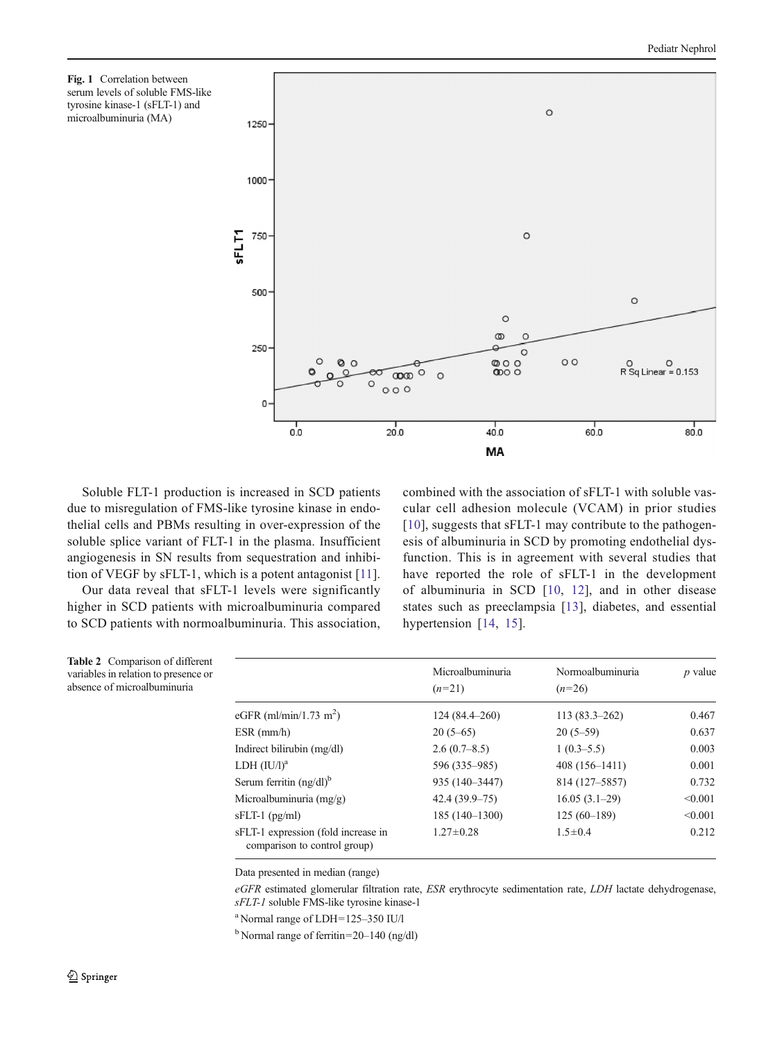**Fig. 1** Correlation between serum levels of soluble FMS-like tyrosine kinase-1 (sFLT-1) and microalbuminuria (MA)

Soluble FLT-1 production is increased in SCD patients due to misregulation of FMS-like tyrosine kinase in endothelial cells and PBMs resulting in over-expression of the soluble splice variant of FLT-1 in the plasma. Insufficient angiogenesis in SN results from sequestration and inhibition of VEGF by sFLT-1, which is a potent antagonist [11].

Our data reveal that sFLT-1 levels were significantly higher in SCD patients with microalbuminuria compared to SCD patients with normoalbuminuria. This association, combined with the association of sFLT-1 with soluble vascular cell adhesion molecule (VCAM) in prior studies [10], suggests that sFLT-1 may contribute to the pathogenesis of albuminuria in SCD by promoting endothelial dysfunction. This is in agreement with several studies that have reported the role of sFLT-1 in the development of albuminuria in SCD [10, 12], and in other disease states such as preeclampsia [13], diabetes, and essential hypertension [14, 15].

**Table 2** Comparison of different variables in relation to presence or absence of microalbuminuria

| | Microalbuminuria ($n$=21) | Normoalbuminuria ($n$=26) | $p$ value |
|---|---|---|---|
| eGFR (ml/min/1.73 $m^2$) | 124 (84.4–260) | 113 (83.3–262) | 0.467 |
| ESR (mm/h) | 20 (5–65) | 20 (5–59) | 0.637 |
| Indirect bilirubin (mg/dl) | 2.6 (0.7–8.5) | 1 (0.3–5.5) | 0.003 |
| LDH (IU/l)[a] | 596 (335–985) | 408 (156–1411) | 0.001 |
| Serum ferritin (ng/dl)[b] | 935 (140–3447) | 814 (127–5857) | 0.732 |
| Microalbuminuria (mg/g) | 42.4 (39.9–75) | 16.05 (3.1–29) | <0.001 |
| sFLT-1 (pg/ml) | 185 (140–1300) | 125 (60–189) | <0.001 |
| sFLT-1 expression (fold increase in comparison to control group) | 1.27±0.28 | 1.5±0.4 | 0.212 |

Data presented in median (range)

*eGFR* estimated glomerular filtration rate, *ESR* erythrocyte sedimentation rate, *LDH* lactate dehydrogenase, *sFLT-1* soluble FMS-like tyrosine kinase-1

[a] Normal range of LDH=125–350 IU/l

[b] Normal range of ferritin=20–140 (ng/dl)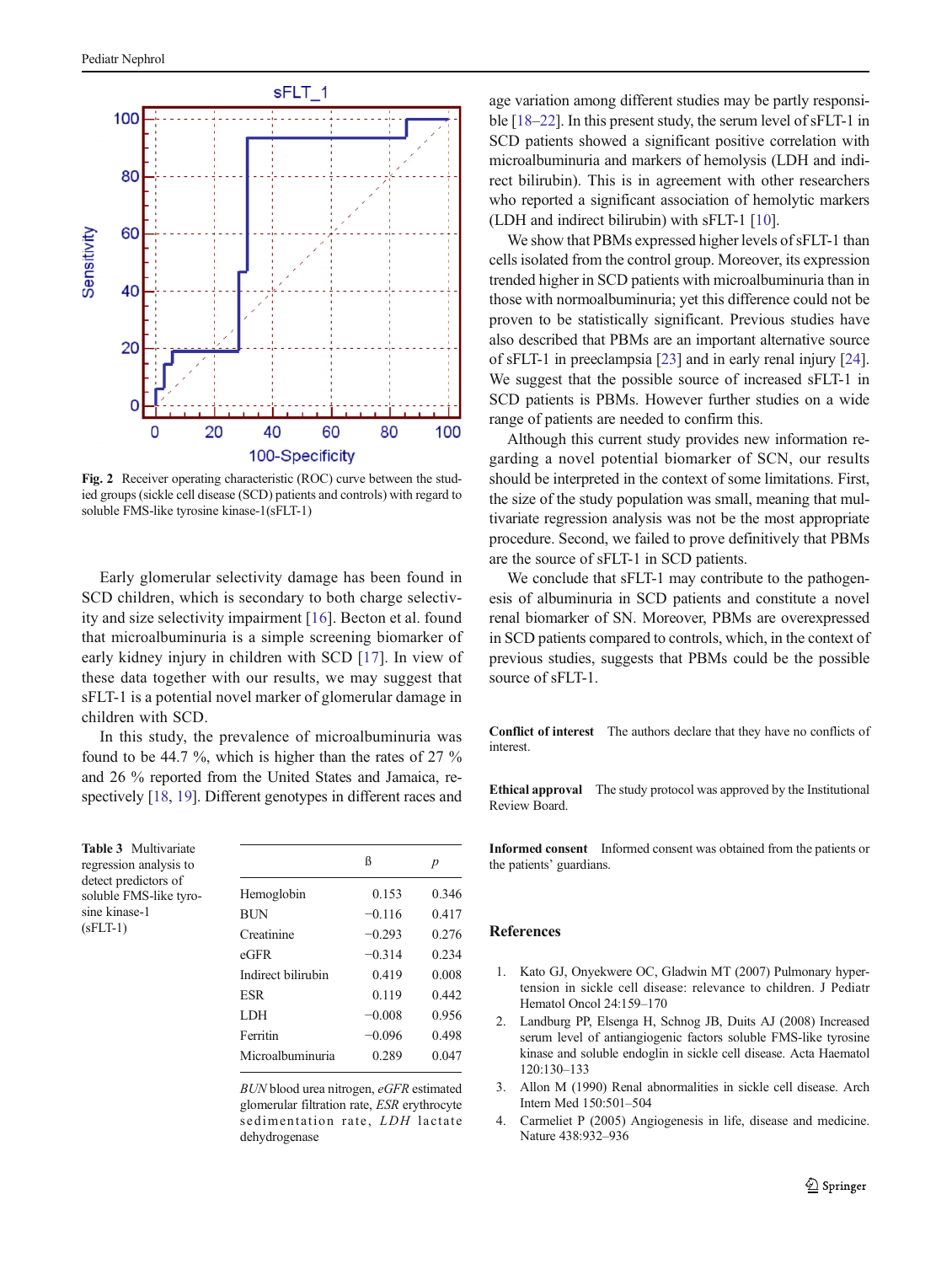Fig. 2 Receiver operating characteristic (ROC) curve between the studied groups (sickle cell disease (SCD) patients and controls) with regard to soluble FMS-like tyrosine kinase-1(sFLT-1)

Early glomerular selectivity damage has been found in SCD children, which is secondary to both charge selectivity and size selectivity impairment [16]. Becton et al. found that microalbuminuria is a simple screening biomarker of early kidney injury in children with SCD [17]. In view of these data together with our results, we may suggest that sFLT-1 is a potential novel marker of glomerular damage in children with SCD.

In this study, the prevalence of microalbuminuria was found to be 44.7 %, which is higher than the rates of 27 % and 26 % reported from the United States and Jamaica, respectively [18, 19]. Different genotypes in different races and age variation among different studies may be partly responsible [18–22]. In this present study, the serum level of sFLT-1 in SCD patients showed a significant positive correlation with microalbuminuria and markers of hemolysis (LDH and indirect bilirubin). This is in agreement with other researchers who reported a significant association of hemolytic markers (LDH and indirect bilirubin) with sFLT-1 [10].

We show that PBMs expressed higher levels of sFLT-1 than cells isolated from the control group. Moreover, its expression trended higher in SCD patients with microalbuminuria than in those with normoalbuminuria; yet this difference could not be proven to be statistically significant. Previous studies have also described that PBMs are an important alternative source of sFLT-1 in preeclampsia [23] and in early renal injury [24]. We suggest that the possible source of increased sFLT-1 in SCD patients is PBMs. However further studies on a wide range of patients are needed to confirm this.

Although this current study provides new information regarding a novel potential biomarker of SCN, our results should be interpreted in the context of some limitations. First, the size of the study population was small, meaning that multivariate regression analysis was not be the most appropriate procedure. Second, we failed to prove definitively that PBMs are the source of sFLT-1 in SCD patients.

We conclude that sFLT-1 may contribute to the pathogenesis of albuminuria in SCD patients and constitute a novel renal biomarker of SN. Moreover, PBMs are overexpressed in SCD patients compared to controls, which, in the context of previous studies, suggests that PBMs could be the possible source of sFLT-1.

**Table 3** Multivariate regression analysis to detect predictors of soluble FMS-like tyrosine kinase-1 (sFLT-1)

| | ß | *p* |
|---|---|---|
| Hemoglobin | 0.153 | 0.346 |
| BUN | −0.116 | 0.417 |
| Creatinine | −0.293 | 0.276 |
| eGFR | −0.314 | 0.234 |
| Indirect bilirubin | 0.419 | 0.008 |
| ESR | 0.119 | 0.442 |
| LDH | −0.008 | 0.956 |
| Ferritin | −0.096 | 0.498 |
| Microalbuminuria | 0.289 | 0.047 |

*BUN* blood urea nitrogen, *eGFR* estimated glomerular filtration rate, *ESR* erythrocyte sedimentation rate, *LDH* lactate dehydrogenase

**Conflict of interest** The authors declare that they have no conflicts of interest.

**Ethical approval** The study protocol was approved by the Institutional Review Board.

**Informed consent** Informed consent was obtained from the patients or the patients' guardians.

## References

1. Kato GJ, Onyekwere OC, Gladwin MT (2007) Pulmonary hypertension in sickle cell disease: relevance to children. J Pediatr Hematol Oncol 24:159–170
2. Landburg PP, Elsenga H, Schnog JB, Duits AJ (2008) Increased serum level of antiangiogenic factors soluble FMS-like tyrosine kinase and soluble endoglin in sickle cell disease. Acta Haematol 120:130–133
3. Allon M (1990) Renal abnormalities in sickle cell disease. Arch Intern Med 150:501–504
4. Carmeliet P (2005) Angiogenesis in life, disease and medicine. Nature 438:932–936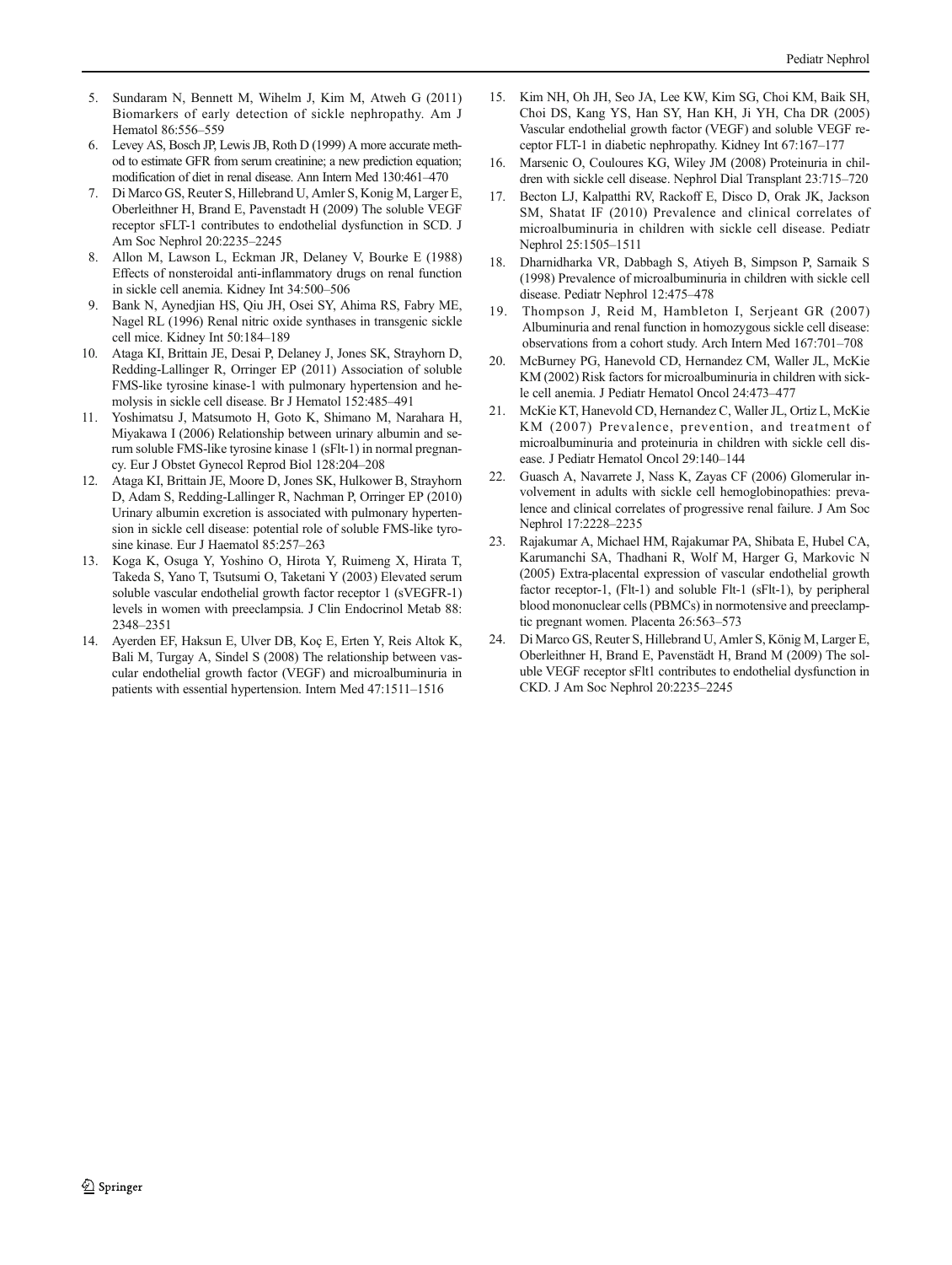5. Sundaram N, Bennett M, Wihelm J, Kim M, Atweh G (2011) Biomarkers of early detection of sickle nephropathy. Am J Hematol 86:556–559
6. Levey AS, Bosch JP, Lewis JB, Roth D (1999) A more accurate method to estimate GFR from serum creatinine; a new prediction equation; modification of diet in renal disease. Ann Intern Med 130:461–470
7. Di Marco GS, Reuter S, Hillebrand U, Amler S, Konig M, Larger E, Oberleithner H, Brand E, Pavenstadt H (2009) The soluble VEGF receptor sFLT-1 contributes to endothelial dysfunction in SCD. J Am Soc Nephrol 20:2235–2245
8. Allon M, Lawson L, Eckman JR, Delaney V, Bourke E (1988) Effects of nonsteroidal anti-inflammatory drugs on renal function in sickle cell anemia. Kidney Int 34:500–506
9. Bank N, Aynedjian HS, Qiu JH, Osei SY, Ahima RS, Fabry ME, Nagel RL (1996) Renal nitric oxide synthases in transgenic sickle cell mice. Kidney Int 50:184–189
10. Ataga KI, Brittain JE, Desai P, Delaney J, Jones SK, Strayhorn D, Redding-Lallinger R, Orringer EP (2011) Association of soluble FMS-like tyrosine kinase-1 with pulmonary hypertension and hemolysis in sickle cell disease. Br J Hematol 152:485–491
11. Yoshimatsu J, Matsumoto H, Goto K, Shimano M, Narahara H, Miyakawa I (2006) Relationship between urinary albumin and serum soluble FMS-like tyrosine kinase 1 (sFlt-1) in normal pregnancy. Eur J Obstet Gynecol Reprod Biol 128:204–208
12. Ataga KI, Brittain JE, Moore D, Jones SK, Hulkower B, Strayhorn D, Adam S, Redding-Lallinger R, Nachman P, Orringer EP (2010) Urinary albumin excretion is associated with pulmonary hypertension in sickle cell disease: potential role of soluble FMS-like tyrosine kinase. Eur J Haematol 85:257–263
13. Koga K, Osuga Y, Yoshino O, Hirota Y, Ruimeng X, Hirata T, Takeda S, Yano T, Tsutsumi O, Taketani Y (2003) Elevated serum soluble vascular endothelial growth factor receptor 1 (sVEGFR-1) levels in women with preeclampsia. J Clin Endocrinol Metab 88: 2348–2351
14. Ayerden EF, Haksun E, Ulver DB, Koç E, Erten Y, Reis Altok K, Bali M, Turgay A, Sindel S (2008) The relationship between vascular endothelial growth factor (VEGF) and microalbuminuria in patients with essential hypertension. Intern Med 47:1511–1516
15. Kim NH, Oh JH, Seo JA, Lee KW, Kim SG, Choi KM, Baik SH, Choi DS, Kang YS, Han SY, Han KH, Ji YH, Cha DR (2005) Vascular endothelial growth factor (VEGF) and soluble VEGF receptor FLT-1 in diabetic nephropathy. Kidney Int 67:167–177
16. Marsenic O, Couloures KG, Wiley JM (2008) Proteinuria in children with sickle cell disease. Nephrol Dial Transplant 23:715–720
17. Becton LJ, Kalpatthi RV, Rackoff E, Disco D, Orak JK, Jackson SM, Shatat IF (2010) Prevalence and clinical correlates of microalbuminuria in children with sickle cell disease. Pediatr Nephrol 25:1505–1511
18. Dharnidharka VR, Dabbagh S, Atiyeh B, Simpson P, Sarnaik S (1998) Prevalence of microalbuminuria in children with sickle cell disease. Pediatr Nephrol 12:475–478
19. Thompson J, Reid M, Hambleton I, Serjeant GR (2007) Albuminuria and renal function in homozygous sickle cell disease: observations from a cohort study. Arch Intern Med 167:701–708
20. McBurney PG, Hanevold CD, Hernandez CM, Waller JL, McKie KM (2002) Risk factors for microalbuminuria in children with sickle cell anemia. J Pediatr Hematol Oncol 24:473–477
21. McKie KT, Hanevold CD, Hernandez C, Waller JL, Ortiz L, McKie KM (2007) Prevalence, prevention, and treatment of microalbuminuria and proteinuria in children with sickle cell disease. J Pediatr Hematol Oncol 29:140–144
22. Guasch A, Navarrete J, Nass K, Zayas CF (2006) Glomerular involvement in adults with sickle cell hemoglobinopathies: prevalence and clinical correlates of progressive renal failure. J Am Soc Nephrol 17:2228–2235
23. Rajakumar A, Michael HM, Rajakumar PA, Shibata E, Hubel CA, Karumanchi SA, Thadhani R, Wolf M, Harger G, Markovic N (2005) Extra-placental expression of vascular endothelial growth factor receptor-1, (Flt-1) and soluble Flt-1 (sFlt-1), by peripheral blood mononuclear cells (PBMCs) in normotensive and preeclamptic pregnant women. Placenta 26:563–573
24. Di Marco GS, Reuter S, Hillebrand U, Amler S, König M, Larger E, Oberleithner H, Brand E, Pavenstädt H, Brand M (2009) The soluble VEGF receptor sFlt1 contributes to endothelial dysfunction in CKD. J Am Soc Nephrol 20:2235–2245